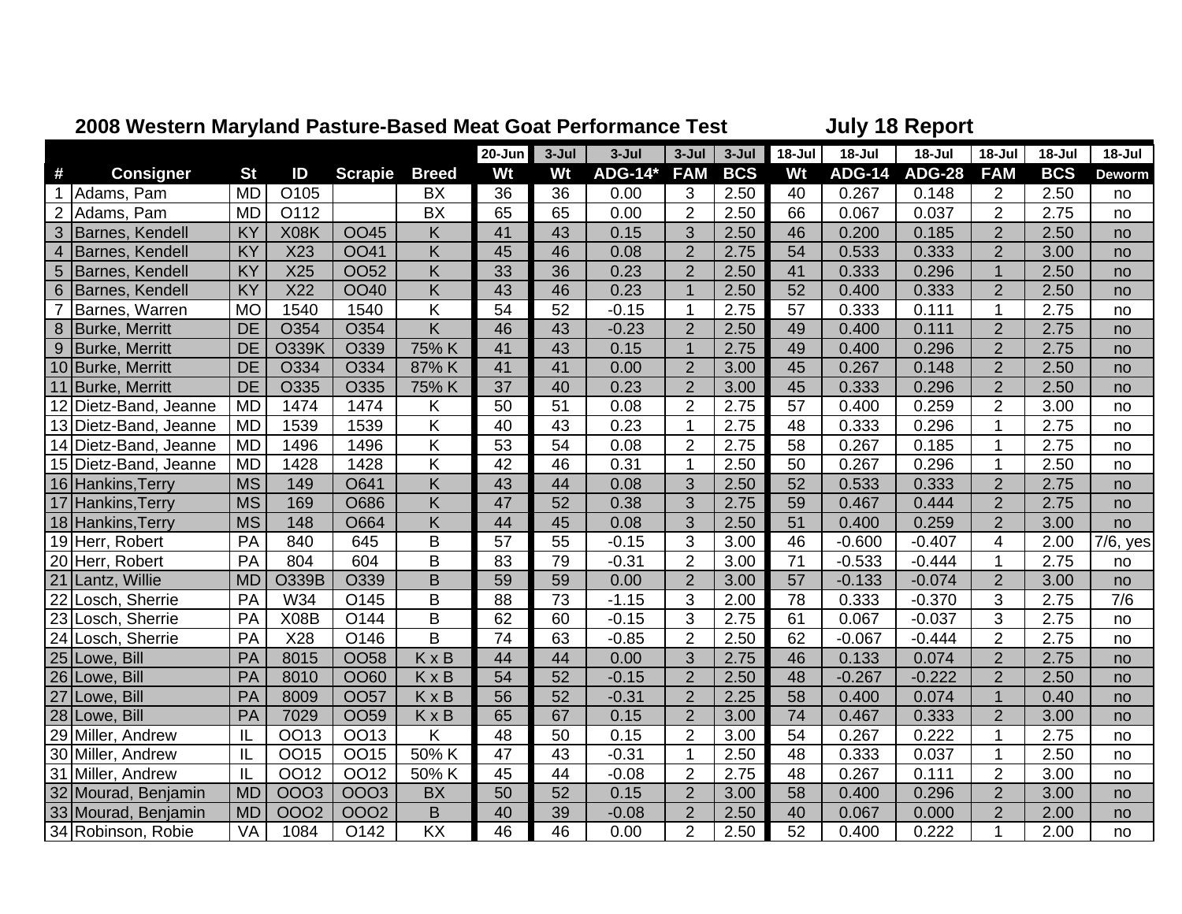## 2008 Western Maryland Pasture-Based Meat Goat Performance Test — July 18 Report

| | | | | | | 20-Jun | 3-Jul | 3-Jul | 3-Jul | 3-Jul | 18-Jul | 18-Jul | 18-Jul | 18-Jul | 18-Jul | 18-Jul |
|---|---|---|---|---|---|---|---|---|---|---|---|---|---|---|---|---|
| **#** | **Consigner** | **St** | **ID** | **Scrapie** | **Breed** | **Wt** | **Wt** | **ADG-14*** | **FAM** | **BCS** | **Wt** | **ADG-14** | **ADG-28** | **FAM** | **BCS** | **Deworm** |
| 1 | Adams, Pam | MD | O105 | | BX | 36 | 36 | 0.00 | 3 | 2.50 | 40 | 0.267 | 0.148 | 2 | 2.50 | no |
| 2 | Adams, Pam | MD | O112 | | BX | 65 | 65 | 0.00 | 2 | 2.75 | 66 | 0.067 | 0.037 | 2 | 2.75 | no |
| 3 | Barnes, Kendell | KY | X08K | OO45 | K | 41 | 43 | 0.15 | 3 | 2.50 | 46 | 0.200 | 0.185 | 2 | 2.50 | no |
| 4 | Barnes, Kendell | KY | X23 | OO41 | K | 45 | 46 | 0.08 | 2 | 2.75 | 54 | 0.533 | 0.333 | 2 | 3.00 | no |
| 5 | Barnes, Kendell | KY | X25 | OO52 | K | 33 | 36 | 0.23 | 2 | 2.50 | 41 | 0.333 | 0.296 | 1 | 2.50 | no |
| 6 | Barnes, Kendell | KY | X22 | OO40 | K | 43 | 46 | 0.23 | 1 | 2.50 | 52 | 0.400 | 0.333 | 2 | 2.50 | no |
| 7 | Barnes, Warren | MO | 1540 | 1540 | K | 54 | 52 | -0.15 | 1 | 2.75 | 57 | 0.333 | 0.111 | 1 | 2.75 | no |
| 8 | Burke, Merritt | DE | O354 | O354 | K | 46 | 43 | -0.23 | 2 | 2.50 | 49 | 0.400 | 0.111 | 2 | 2.75 | no |
| 9 | Burke, Merritt | DE | O339K | O339 | 75% K | 41 | 43 | 0.15 | 1 | 2.75 | 49 | 0.400 | 0.296 | 2 | 2.75 | no |
| 10 | Burke, Merritt | DE | O334 | O334 | 87% K | 41 | 41 | 0.00 | 2 | 3.00 | 45 | 0.267 | 0.148 | 2 | 2.50 | no |
| 11 | Burke, Merritt | DE | O335 | O335 | 75% K | 37 | 40 | 0.23 | 2 | 3.00 | 45 | 0.333 | 0.296 | 2 | 2.50 | no |
| 12 | Dietz-Band, Jeanne | MD | 1474 | 1474 | K | 50 | 51 | 0.08 | 2 | 2.75 | 57 | 0.400 | 0.259 | 2 | 3.00 | no |
| 13 | Dietz-Band, Jeanne | MD | 1539 | 1539 | K | 40 | 43 | 0.23 | 1 | 2.75 | 48 | 0.333 | 0.296 | 1 | 2.75 | no |
| 14 | Dietz-Band, Jeanne | MD | 1496 | 1496 | K | 53 | 54 | 0.08 | 2 | 2.75 | 58 | 0.267 | 0.185 | 1 | 2.75 | no |
| 15 | Dietz-Band, Jeanne | MD | 1428 | 1428 | K | 42 | 46 | 0.31 | 1 | 2.50 | 50 | 0.267 | 0.296 | 1 | 2.50 | no |
| 16 | Hankins,Terry | MS | 149 | O641 | K | 43 | 44 | 0.08 | 3 | 2.50 | 52 | 0.533 | 0.333 | 2 | 2.75 | no |
| 17 | Hankins,Terry | MS | 169 | O686 | K | 47 | 52 | 0.38 | 3 | 2.75 | 59 | 0.467 | 0.444 | 2 | 2.75 | no |
| 18 | Hankins,Terry | MS | 148 | O664 | K | 44 | 45 | 0.08 | 3 | 2.50 | 51 | 0.400 | 0.259 | 2 | 3.00 | no |
| 19 | Herr, Robert | PA | 840 | 645 | B | 57 | 55 | -0.15 | 3 | 3.00 | 46 | -0.600 | -0.407 | 4 | 2.00 | 7/6, yes |
| 20 | Herr, Robert | PA | 804 | 604 | B | 83 | 79 | -0.31 | 2 | 3.00 | 71 | -0.533 | -0.444 | 1 | 2.75 | no |
| 21 | Lantz, Willie | MD | O339B | O339 | B | 59 | 59 | 0.00 | 2 | 3.00 | 57 | -0.133 | -0.074 | 2 | 3.00 | no |
| 22 | Losch, Sherrie | PA | W34 | O145 | B | 88 | 73 | -1.15 | 3 | 2.00 | 78 | 0.333 | -0.370 | 3 | 2.75 | 7/6 |
| 23 | Losch, Sherrie | PA | X08B | O144 | B | 62 | 60 | -0.15 | 3 | 2.75 | 61 | 0.067 | -0.037 | 3 | 2.75 | no |
| 24 | Losch, Sherrie | PA | X28 | O146 | B | 74 | 63 | -0.85 | 2 | 2.50 | 62 | -0.067 | -0.444 | 2 | 2.75 | no |
| 25 | Lowe, Bill | PA | 8015 | OO58 | K x B | 44 | 44 | 0.00 | 3 | 2.75 | 46 | 0.133 | 0.074 | 2 | 2.75 | no |
| 26 | Lowe, Bill | PA | 8010 | OO60 | K x B | 54 | 52 | -0.15 | 2 | 2.50 | 48 | -0.267 | -0.222 | 2 | 2.50 | no |
| 27 | Lowe, Bill | PA | 8009 | OO57 | K x B | 56 | 52 | -0.31 | 2 | 2.25 | 58 | 0.400 | 0.074 | 1 | 0.40 | no |
| 28 | Lowe, Bill | PA | 7029 | OO59 | K x B | 65 | 67 | 0.15 | 2 | 3.00 | 74 | 0.467 | 0.333 | 2 | 3.00 | no |
| 29 | Miller, Andrew | IL | OO13 | OO13 | K | 48 | 50 | 0.15 | 2 | 3.00 | 54 | 0.267 | 0.222 | 1 | 2.75 | no |
| 30 | Miller, Andrew | IL | OO15 | OO15 | 50% K | 47 | 43 | -0.31 | 1 | 2.50 | 48 | 0.333 | 0.037 | 1 | 2.50 | no |
| 31 | Miller, Andrew | IL | OO12 | OO12 | 50% K | 45 | 44 | -0.08 | 2 | 2.75 | 48 | 0.267 | 0.111 | 2 | 3.00 | no |
| 32 | Mourad, Benjamin | MD | OOO3 | OOO3 | BX | 50 | 52 | 0.15 | 2 | 3.00 | 58 | 0.400 | 0.296 | 2 | 3.00 | no |
| 33 | Mourad, Benjamin | MD | OOO2 | OOO2 | B | 40 | 39 | -0.08 | 2 | 2.50 | 40 | 0.067 | 0.000 | 2 | 2.00 | no |
| 34 | Robinson, Robie | VA | 1084 | O142 | KX | 46 | 46 | 0.00 | 2 | 2.50 | 52 | 0.400 | 0.222 | 1 | 2.00 | no |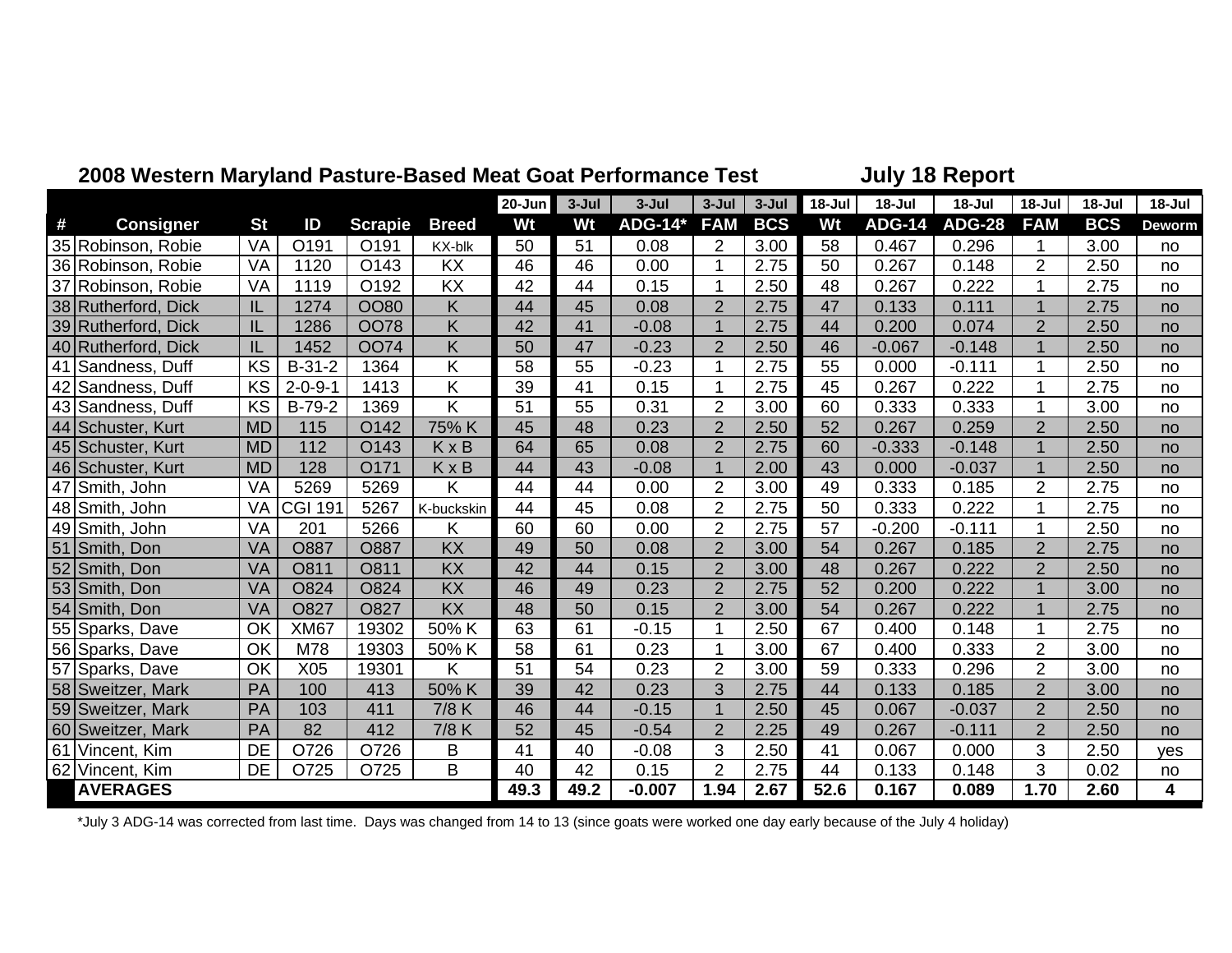## 2008 Western Maryland Pasture-Based Meat Goat Performance Test — July 18 Report

| # | Consigner | St | ID | Scrapie | Breed | 20-Jun Wt | 3-Jul Wt | 3-Jul ADG-14* | 3-Jul FAM | 3-Jul BCS | 18-Jul Wt | 18-Jul ADG-14 | 18-Jul ADG-28 | 18-Jul FAM | 18-Jul BCS | 18-Jul Deworm |
|---|---|---|---|---|---|---|---|---|---|---|---|---|---|---|---|---|
| 35 | Robinson, Robie | VA | O191 | O191 | KX-blk | 50 | 51 | 0.08 | 2 | 3.00 | 58 | 0.467 | 0.296 | 1 | 3.00 | no |
| 36 | Robinson, Robie | VA | 1120 | O143 | KX | 46 | 46 | 0.00 | 1 | 2.75 | 50 | 0.267 | 0.148 | 2 | 2.50 | no |
| 37 | Robinson, Robie | VA | 1119 | O192 | KX | 42 | 44 | 0.15 | 1 | 2.50 | 48 | 0.267 | 0.222 | 1 | 2.75 | no |
| 38 | Rutherford, Dick | IL | 1274 | OO80 | K | 44 | 45 | 0.08 | 2 | 2.75 | 47 | 0.133 | 0.111 | 1 | 2.75 | no |
| 39 | Rutherford, Dick | IL | 1286 | OO78 | K | 42 | 41 | -0.08 | 1 | 2.75 | 44 | 0.200 | 0.074 | 2 | 2.50 | no |
| 40 | Rutherford, Dick | IL | 1452 | OO74 | K | 50 | 47 | -0.23 | 2 | 2.50 | 46 | -0.067 | -0.148 | 1 | 2.50 | no |
| 41 | Sandness, Duff | KS | B-31-2 | 1364 | K | 58 | 55 | -0.23 | 1 | 2.75 | 55 | 0.000 | -0.111 | 1 | 2.50 | no |
| 42 | Sandness, Duff | KS | 2-0-9-1 | 1413 | K | 39 | 41 | 0.15 | 1 | 2.75 | 45 | 0.267 | 0.222 | 1 | 2.75 | no |
| 43 | Sandness, Duff | KS | B-79-2 | 1369 | K | 51 | 55 | 0.31 | 2 | 3.00 | 60 | 0.333 | 0.333 | 1 | 3.00 | no |
| 44 | Schuster, Kurt | MD | 115 | O142 | 75% K | 45 | 48 | 0.23 | 2 | 2.50 | 52 | 0.267 | 0.259 | 2 | 2.50 | no |
| 45 | Schuster, Kurt | MD | 112 | O143 | K x B | 64 | 65 | 0.08 | 2 | 2.75 | 60 | -0.333 | -0.148 | 1 | 2.50 | no |
| 46 | Schuster, Kurt | MD | 128 | O171 | K x B | 44 | 43 | -0.08 | 1 | 2.00 | 43 | 0.000 | -0.037 | 1 | 2.50 | no |
| 47 | Smith, John | VA | 5269 | 5269 | K | 44 | 44 | 0.00 | 2 | 3.00 | 49 | 0.333 | 0.185 | 2 | 2.75 | no |
| 48 | Smith, John | VA | CGI 191 | 5267 | K-buckskin | 44 | 45 | 0.08 | 2 | 2.75 | 50 | 0.333 | 0.222 | 1 | 2.75 | no |
| 49 | Smith, John | VA | 201 | 5266 | K | 60 | 60 | 0.00 | 2 | 2.75 | 57 | -0.200 | -0.111 | 1 | 2.50 | no |
| 51 | Smith, Don | VA | O887 | O887 | KX | 49 | 50 | 0.08 | 2 | 3.00 | 54 | 0.267 | 0.185 | 2 | 2.75 | no |
| 52 | Smith, Don | VA | O811 | O811 | KX | 42 | 44 | 0.15 | 2 | 3.00 | 48 | 0.267 | 0.222 | 2 | 2.50 | no |
| 53 | Smith, Don | VA | O824 | O824 | KX | 46 | 49 | 0.23 | 2 | 2.75 | 52 | 0.200 | 0.222 | 1 | 3.00 | no |
| 54 | Smith, Don | VA | O827 | O827 | KX | 48 | 50 | 0.15 | 2 | 3.00 | 54 | 0.267 | 0.222 | 1 | 2.75 | no |
| 55 | Sparks, Dave | OK | XM67 | 19302 | 50% K | 63 | 61 | -0.15 | 1 | 2.50 | 67 | 0.400 | 0.148 | 1 | 2.75 | no |
| 56 | Sparks, Dave | OK | M78 | 19303 | 50% K | 58 | 61 | 0.23 | 1 | 3.00 | 67 | 0.400 | 0.333 | 2 | 3.00 | no |
| 57 | Sparks, Dave | OK | X05 | 19301 | K | 51 | 54 | 0.23 | 2 | 3.00 | 59 | 0.333 | 0.296 | 2 | 3.00 | no |
| 58 | Sweitzer, Mark | PA | 100 | 413 | 50% K | 39 | 42 | 0.23 | 3 | 2.75 | 44 | 0.133 | 0.185 | 2 | 3.00 | no |
| 59 | Sweitzer, Mark | PA | 103 | 411 | 7/8 K | 46 | 44 | -0.15 | 1 | 2.50 | 45 | 0.067 | -0.037 | 2 | 2.50 | no |
| 60 | Sweitzer, Mark | PA | 82 | 412 | 7/8 K | 52 | 45 | -0.54 | 2 | 2.25 | 49 | 0.267 | -0.111 | 2 | 2.50 | no |
| 61 | Vincent, Kim | DE | O726 | O726 | B | 41 | 40 | -0.08 | 3 | 2.50 | 41 | 0.067 | 0.000 | 3 | 2.50 | yes |
| 62 | Vincent, Kim | DE | O725 | O725 | B | 40 | 42 | 0.15 | 2 | 2.75 | 44 | 0.133 | 0.148 | 3 | 0.02 | no |
| | **AVERAGES** | | | | | **49.3** | **49.2** | **-0.007** | **1.94** | **2.67** | **52.6** | **0.167** | **0.089** | **1.70** | **2.60** | **4** |

*July 3 ADG-14 was corrected from last time. Days was changed from 14 to 13 (since goats were worked one day early because of the July 4 holiday)